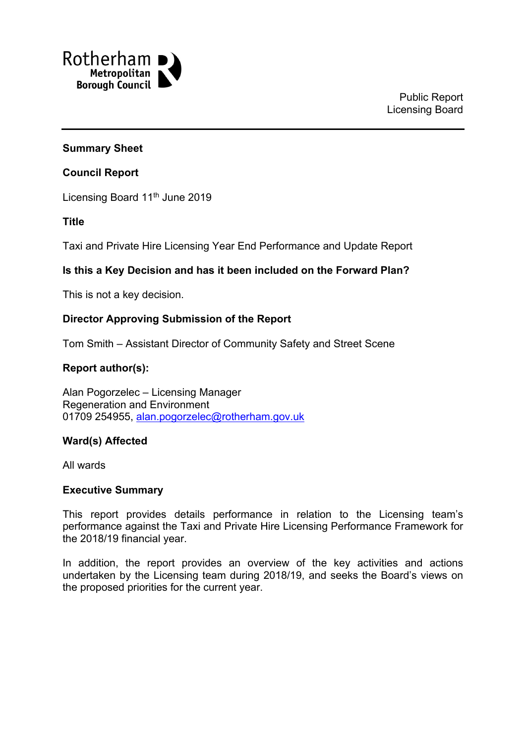Rotherham Metropolitan Borough Council

Public Report
Licensing Board

**Summary Sheet**

**Council Report**

Licensing Board 11th June 2019

**Title**

Taxi and Private Hire Licensing Year End Performance and Update Report

**Is this a Key Decision and has it been included on the Forward Plan?**

This is not a key decision.

**Director Approving Submission of the Report**

Tom Smith – Assistant Director of Community Safety and Street Scene

**Report author(s):**

Alan Pogorzelec – Licensing Manager
Regeneration and Environment
01709 254955, alan.pogorzelec@rotherham.gov.uk

**Ward(s) Affected**

All wards

**Executive Summary**

This report provides details performance in relation to the Licensing team's performance against the Taxi and Private Hire Licensing Performance Framework for the 2018/19 financial year.

In addition, the report provides an overview of the key activities and actions undertaken by the Licensing team during 2018/19, and seeks the Board's views on the proposed priorities for the current year.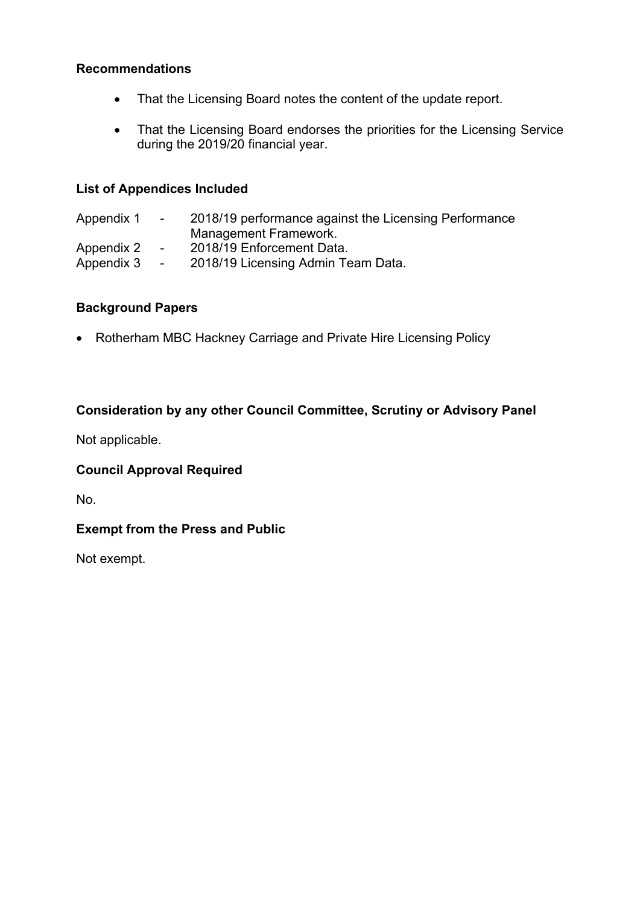**Recommendations**

- That the Licensing Board notes the content of the update report.
- That the Licensing Board endorses the priorities for the Licensing Service during the 2019/20 financial year.

**List of Appendices Included**

Appendix 1 - 2018/19 performance against the Licensing Performance Management Framework.
Appendix 2 - 2018/19 Enforcement Data.
Appendix 3 - 2018/19 Licensing Admin Team Data.

**Background Papers**

- Rotherham MBC Hackney Carriage and Private Hire Licensing Policy

**Consideration by any other Council Committee, Scrutiny or Advisory Panel**

Not applicable.

**Council Approval Required**

No.

**Exempt from the Press and Public**

Not exempt.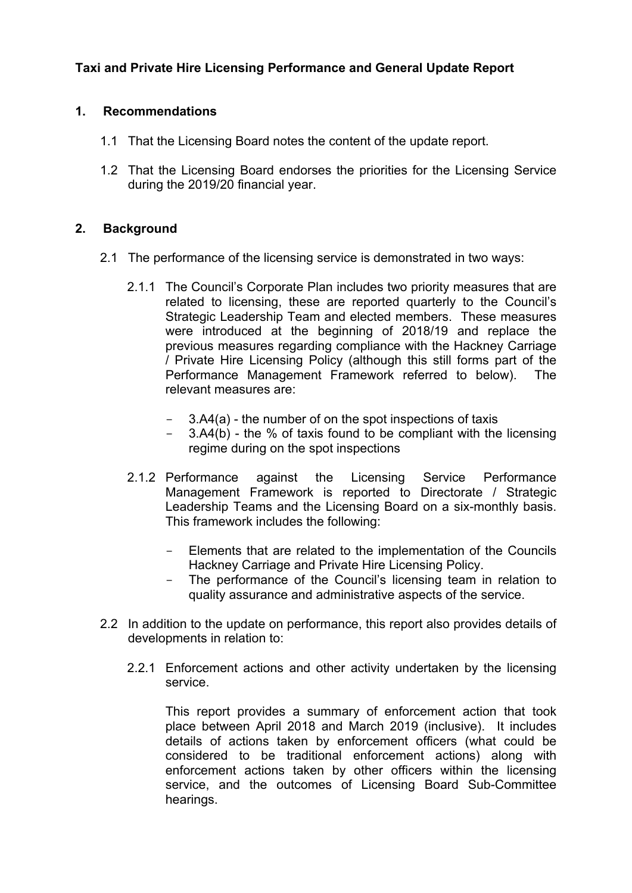**Taxi and Private Hire Licensing Performance and General Update Report**

**1. Recommendations**

1.1 That the Licensing Board notes the content of the update report.

1.2 That the Licensing Board endorses the priorities for the Licensing Service during the 2019/20 financial year.

**2. Background**

2.1 The performance of the licensing service is demonstrated in two ways:

2.1.1 The Council's Corporate Plan includes two priority measures that are related to licensing, these are reported quarterly to the Council's Strategic Leadership Team and elected members. These measures were introduced at the beginning of 2018/19 and replace the previous measures regarding compliance with the Hackney Carriage / Private Hire Licensing Policy (although this still forms part of the Performance Management Framework referred to below). The relevant measures are:

- 3.A4(a) - the number of on the spot inspections of taxis
- 3.A4(b) - the % of taxis found to be compliant with the licensing regime during on the spot inspections

2.1.2 Performance against the Licensing Service Performance Management Framework is reported to Directorate / Strategic Leadership Teams and the Licensing Board on a six-monthly basis. This framework includes the following:

- Elements that are related to the implementation of the Councils Hackney Carriage and Private Hire Licensing Policy.
- The performance of the Council's licensing team in relation to quality assurance and administrative aspects of the service.

2.2 In addition to the update on performance, this report also provides details of developments in relation to:

2.2.1 Enforcement actions and other activity undertaken by the licensing service.

This report provides a summary of enforcement action that took place between April 2018 and March 2019 (inclusive). It includes details of actions taken by enforcement officers (what could be considered to be traditional enforcement actions) along with enforcement actions taken by other officers within the licensing service, and the outcomes of Licensing Board Sub-Committee hearings.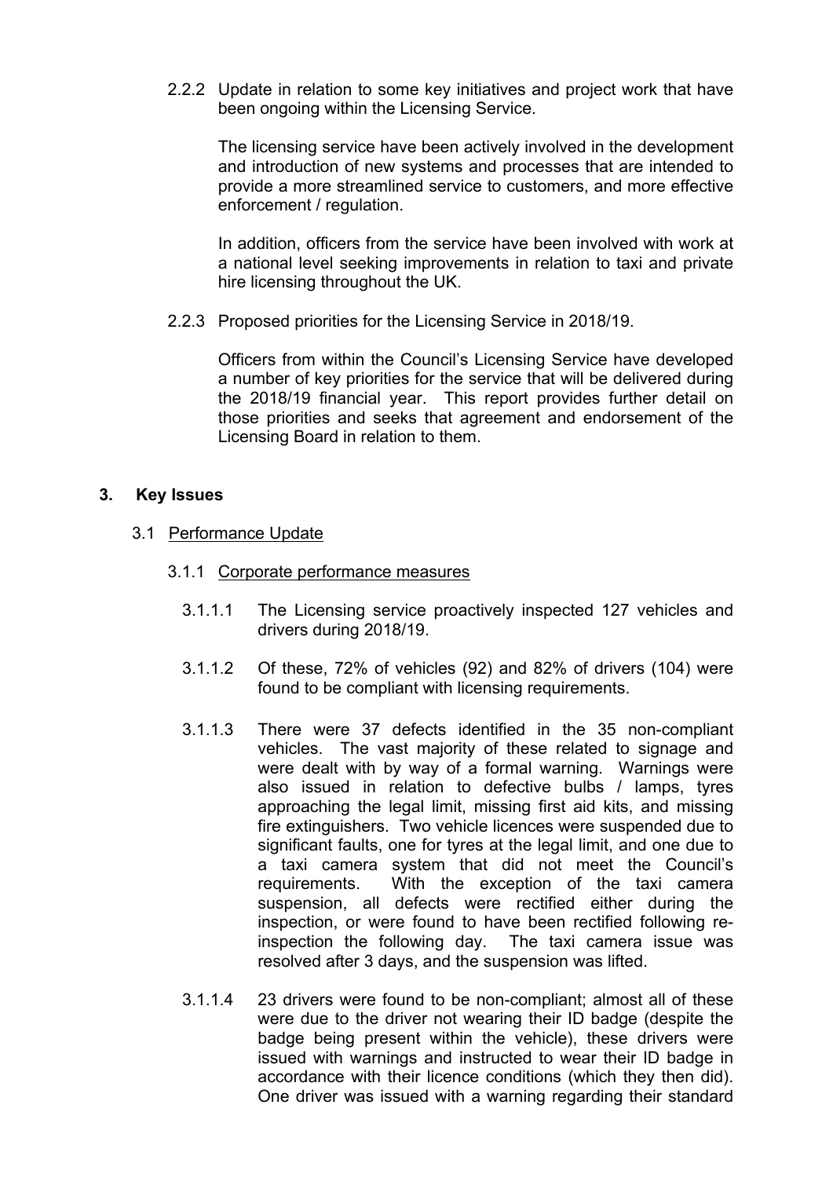2.2.2 Update in relation to some key initiatives and project work that have been ongoing within the Licensing Service.

The licensing service have been actively involved in the development and introduction of new systems and processes that are intended to provide a more streamlined service to customers, and more effective enforcement / regulation.

In addition, officers from the service have been involved with work at a national level seeking improvements in relation to taxi and private hire licensing throughout the UK.

2.2.3 Proposed priorities for the Licensing Service in 2018/19.

Officers from within the Council's Licensing Service have developed a number of key priorities for the service that will be delivered during the 2018/19 financial year. This report provides further detail on those priorities and seeks that agreement and endorsement of the Licensing Board in relation to them.

## 3. Key Issues

### 3.1 Performance Update

#### 3.1.1 Corporate performance measures

3.1.1.1 The Licensing service proactively inspected 127 vehicles and drivers during 2018/19.

3.1.1.2 Of these, 72% of vehicles (92) and 82% of drivers (104) were found to be compliant with licensing requirements.

3.1.1.3 There were 37 defects identified in the 35 non-compliant vehicles. The vast majority of these related to signage and were dealt with by way of a formal warning. Warnings were also issued in relation to defective bulbs / lamps, tyres approaching the legal limit, missing first aid kits, and missing fire extinguishers. Two vehicle licences were suspended due to significant faults, one for tyres at the legal limit, and one due to a taxi camera system that did not meet the Council's requirements. With the exception of the taxi camera suspension, all defects were rectified either during the inspection, or were found to have been rectified following re-inspection the following day. The taxi camera issue was resolved after 3 days, and the suspension was lifted.

3.1.1.4 23 drivers were found to be non-compliant; almost all of these were due to the driver not wearing their ID badge (despite the badge being present within the vehicle), these drivers were issued with warnings and instructed to wear their ID badge in accordance with their licence conditions (which they then did). One driver was issued with a warning regarding their standard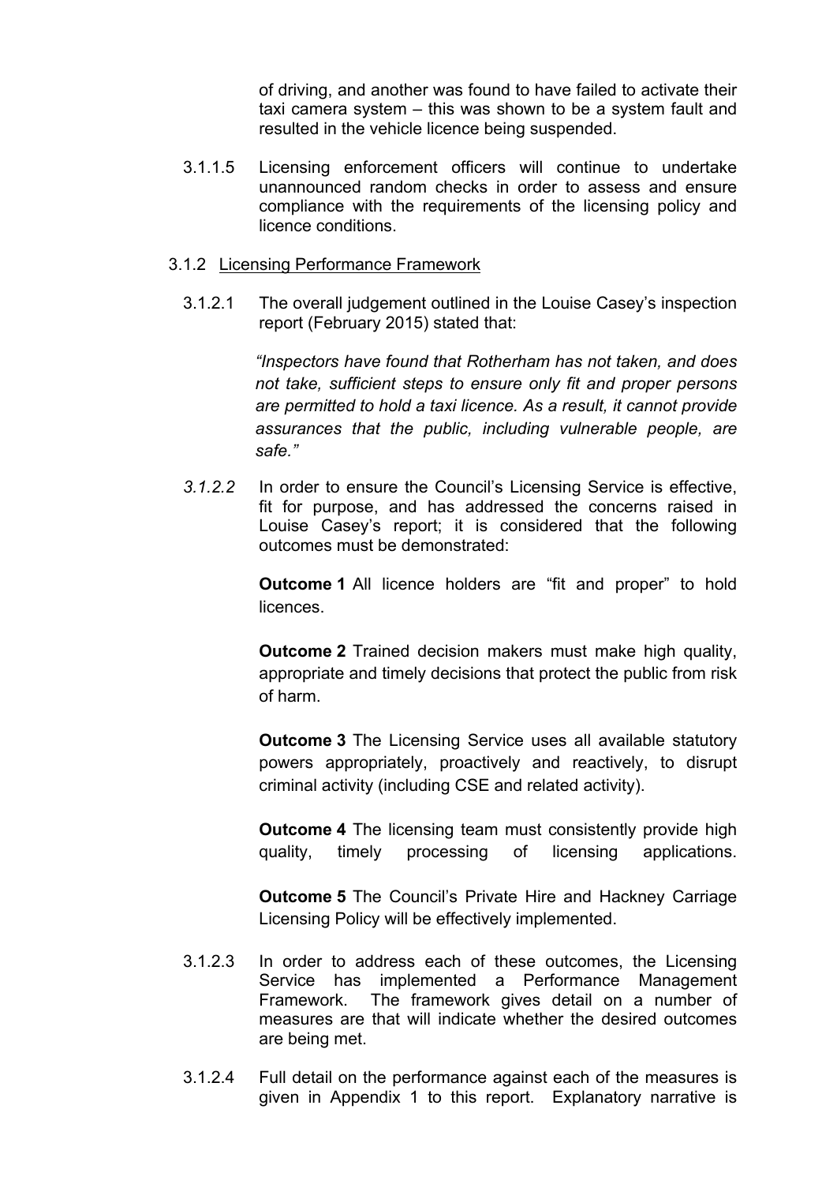of driving, and another was found to have failed to activate their taxi camera system – this was shown to be a system fault and resulted in the vehicle licence being suspended.

3.1.1.5 Licensing enforcement officers will continue to undertake unannounced random checks in order to assess and ensure compliance with the requirements of the licensing policy and licence conditions.

3.1.2 Licensing Performance Framework

3.1.2.1 The overall judgement outlined in the Louise Casey's inspection report (February 2015) stated that:

*"Inspectors have found that Rotherham has not taken, and does not take, sufficient steps to ensure only fit and proper persons are permitted to hold a taxi licence. As a result, it cannot provide assurances that the public, including vulnerable people, are safe."*

*3.1.2.2* In order to ensure the Council's Licensing Service is effective, fit for purpose, and has addressed the concerns raised in Louise Casey's report; it is considered that the following outcomes must be demonstrated:

**Outcome 1** All licence holders are "fit and proper" to hold licences.

**Outcome 2** Trained decision makers must make high quality, appropriate and timely decisions that protect the public from risk of harm.

**Outcome 3** The Licensing Service uses all available statutory powers appropriately, proactively and reactively, to disrupt criminal activity (including CSE and related activity).

**Outcome 4** The licensing team must consistently provide high quality, timely processing of licensing applications.

**Outcome 5** The Council's Private Hire and Hackney Carriage Licensing Policy will be effectively implemented.

3.1.2.3 In order to address each of these outcomes, the Licensing Service has implemented a Performance Management Framework. The framework gives detail on a number of measures are that will indicate whether the desired outcomes are being met.

3.1.2.4 Full detail on the performance against each of the measures is given in Appendix 1 to this report. Explanatory narrative is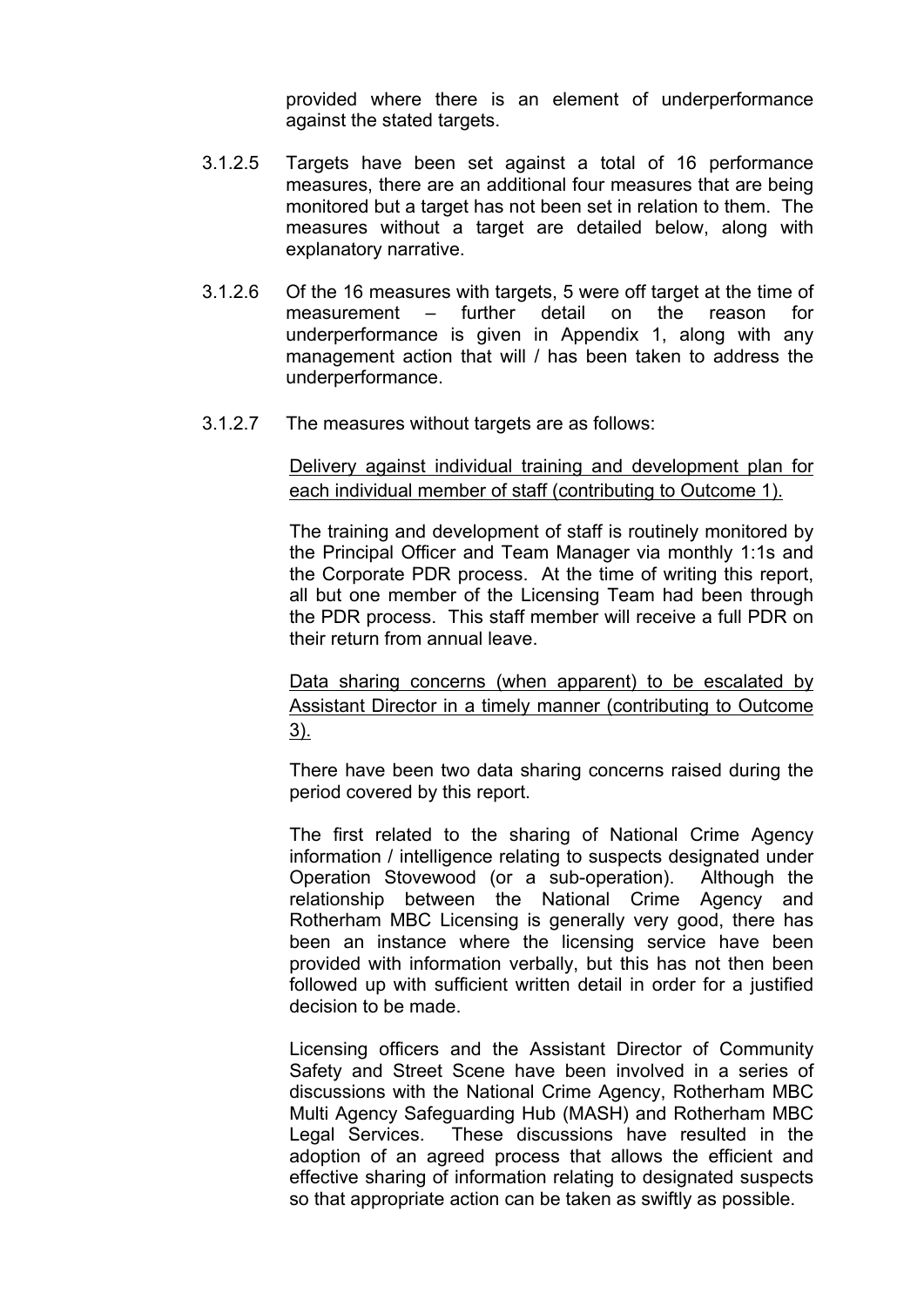provided where there is an element of underperformance against the stated targets.

3.1.2.5 Targets have been set against a total of 16 performance measures, there are an additional four measures that are being monitored but a target has not been set in relation to them. The measures without a target are detailed below, along with explanatory narrative.

3.1.2.6 Of the 16 measures with targets, 5 were off target at the time of measurement – further detail on the reason for underperformance is given in Appendix 1, along with any management action that will / has been taken to address the underperformance.

3.1.2.7 The measures without targets are as follows:

<u>Delivery against individual training and development plan for each individual member of staff (contributing to Outcome 1).</u>

The training and development of staff is routinely monitored by the Principal Officer and Team Manager via monthly 1:1s and the Corporate PDR process. At the time of writing this report, all but one member of the Licensing Team had been through the PDR process. This staff member will receive a full PDR on their return from annual leave.

<u>Data sharing concerns (when apparent) to be escalated by Assistant Director in a timely manner (contributing to Outcome 3).</u>

There have been two data sharing concerns raised during the period covered by this report.

The first related to the sharing of National Crime Agency information / intelligence relating to suspects designated under Operation Stovewood (or a sub-operation). Although the relationship between the National Crime Agency and Rotherham MBC Licensing is generally very good, there has been an instance where the licensing service have been provided with information verbally, but this has not then been followed up with sufficient written detail in order for a justified decision to be made.

Licensing officers and the Assistant Director of Community Safety and Street Scene have been involved in a series of discussions with the National Crime Agency, Rotherham MBC Multi Agency Safeguarding Hub (MASH) and Rotherham MBC Legal Services. These discussions have resulted in the adoption of an agreed process that allows the efficient and effective sharing of information relating to designated suspects so that appropriate action can be taken as swiftly as possible.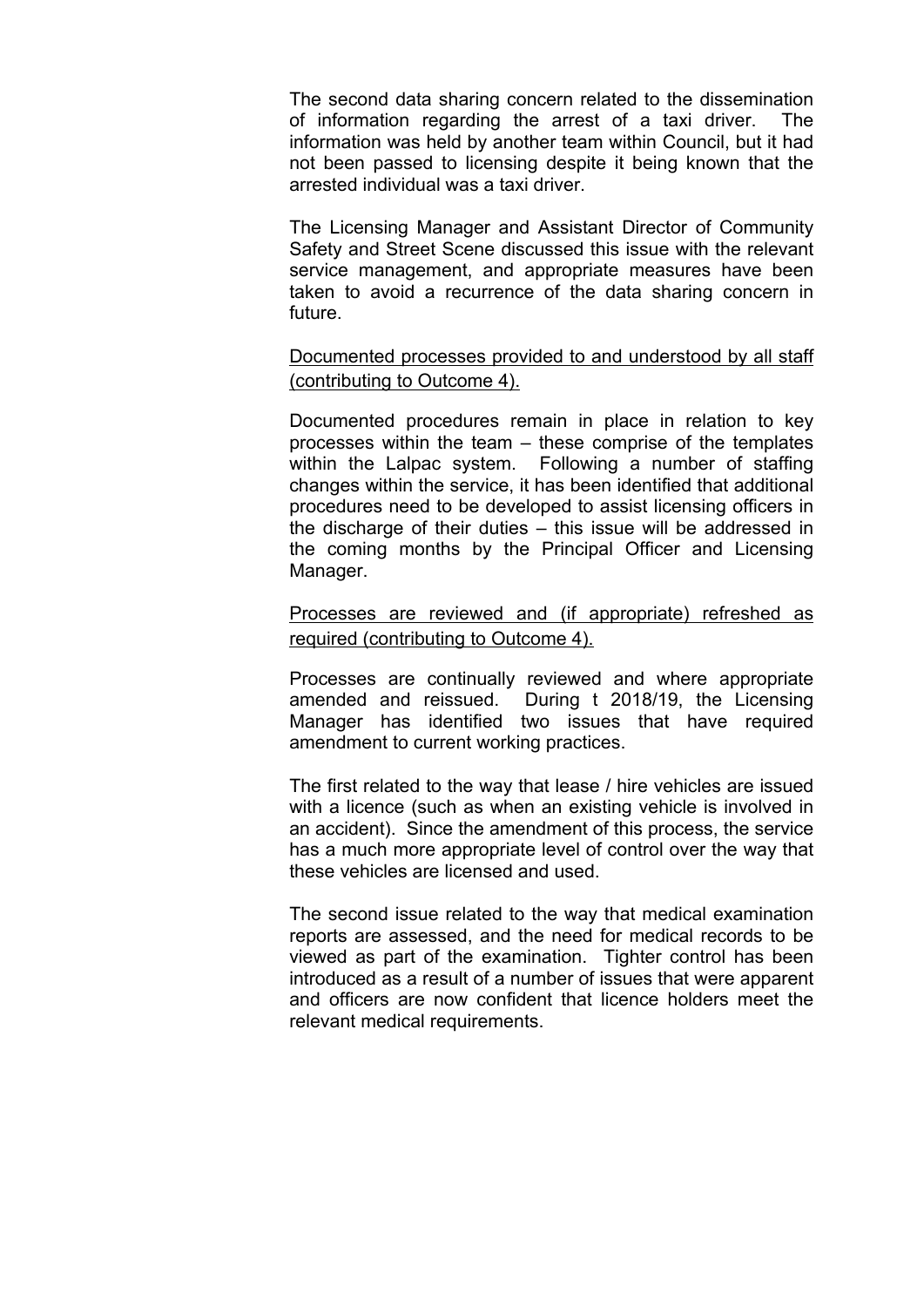The second data sharing concern related to the dissemination of information regarding the arrest of a taxi driver. The information was held by another team within Council, but it had not been passed to licensing despite it being known that the arrested individual was a taxi driver.

The Licensing Manager and Assistant Director of Community Safety and Street Scene discussed this issue with the relevant service management, and appropriate measures have been taken to avoid a recurrence of the data sharing concern in future.

<u>Documented processes provided to and understood by all staff (contributing to Outcome 4).</u>

Documented procedures remain in place in relation to key processes within the team – these comprise of the templates within the Lalpac system. Following a number of staffing changes within the service, it has been identified that additional procedures need to be developed to assist licensing officers in the discharge of their duties – this issue will be addressed in the coming months by the Principal Officer and Licensing Manager.

<u>Processes are reviewed and (if appropriate) refreshed as required (contributing to Outcome 4).</u>

Processes are continually reviewed and where appropriate amended and reissued. During t 2018/19, the Licensing Manager has identified two issues that have required amendment to current working practices.

The first related to the way that lease / hire vehicles are issued with a licence (such as when an existing vehicle is involved in an accident). Since the amendment of this process, the service has a much more appropriate level of control over the way that these vehicles are licensed and used.

The second issue related to the way that medical examination reports are assessed, and the need for medical records to be viewed as part of the examination. Tighter control has been introduced as a result of a number of issues that were apparent and officers are now confident that licence holders meet the relevant medical requirements.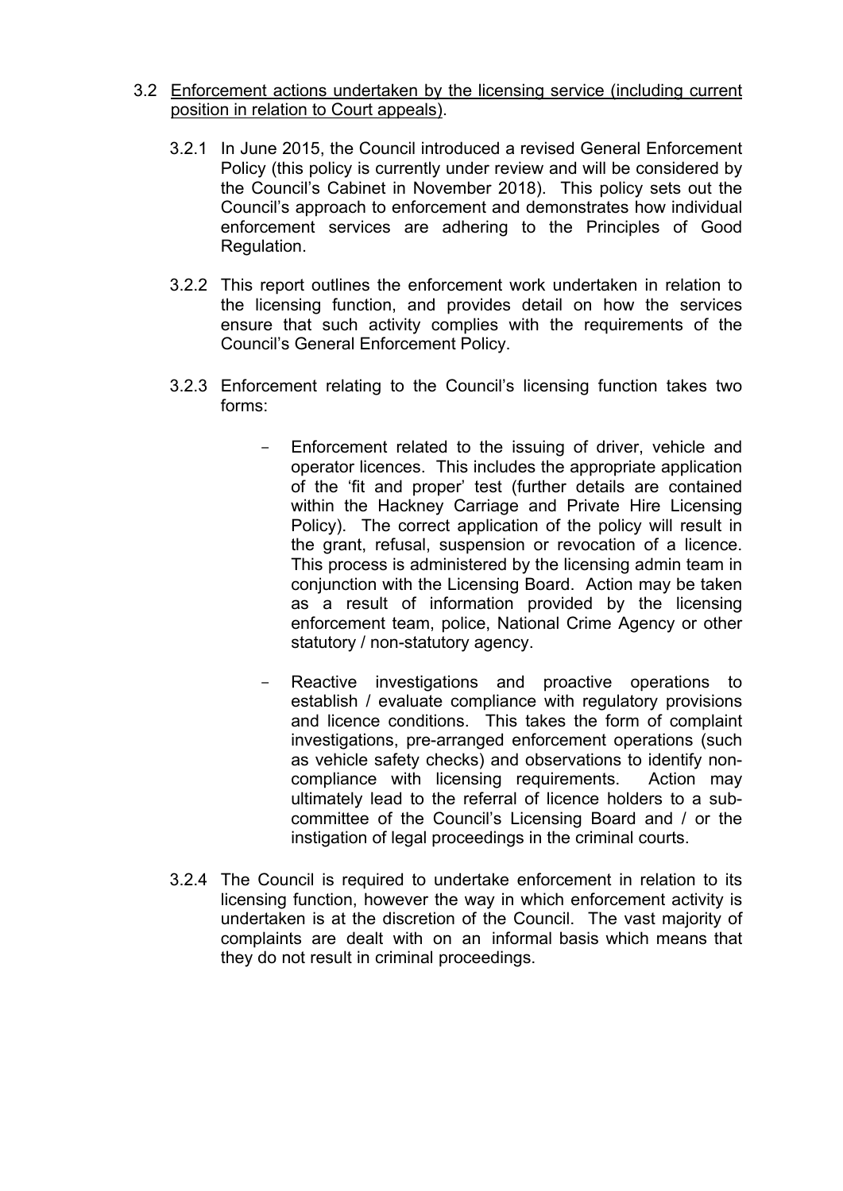3.2 <u>Enforcement actions undertaken by the licensing service (including current position in relation to Court appeals)</u>.

3.2.1 In June 2015, the Council introduced a revised General Enforcement Policy (this policy is currently under review and will be considered by the Council's Cabinet in November 2018). This policy sets out the Council's approach to enforcement and demonstrates how individual enforcement services are adhering to the Principles of Good Regulation.

3.2.2 This report outlines the enforcement work undertaken in relation to the licensing function, and provides detail on how the services ensure that such activity complies with the requirements of the Council's General Enforcement Policy.

3.2.3 Enforcement relating to the Council's licensing function takes two forms:

- Enforcement related to the issuing of driver, vehicle and operator licences. This includes the appropriate application of the 'fit and proper' test (further details are contained within the Hackney Carriage and Private Hire Licensing Policy). The correct application of the policy will result in the grant, refusal, suspension or revocation of a licence. This process is administered by the licensing admin team in conjunction with the Licensing Board. Action may be taken as a result of information provided by the licensing enforcement team, police, National Crime Agency or other statutory / non-statutory agency.

- Reactive investigations and proactive operations to establish / evaluate compliance with regulatory provisions and licence conditions. This takes the form of complaint investigations, pre-arranged enforcement operations (such as vehicle safety checks) and observations to identify non-compliance with licensing requirements. Action may ultimately lead to the referral of licence holders to a sub-committee of the Council's Licensing Board and / or the instigation of legal proceedings in the criminal courts.

3.2.4 The Council is required to undertake enforcement in relation to its licensing function, however the way in which enforcement activity is undertaken is at the discretion of the Council. The vast majority of complaints are dealt with on an informal basis which means that they do not result in criminal proceedings.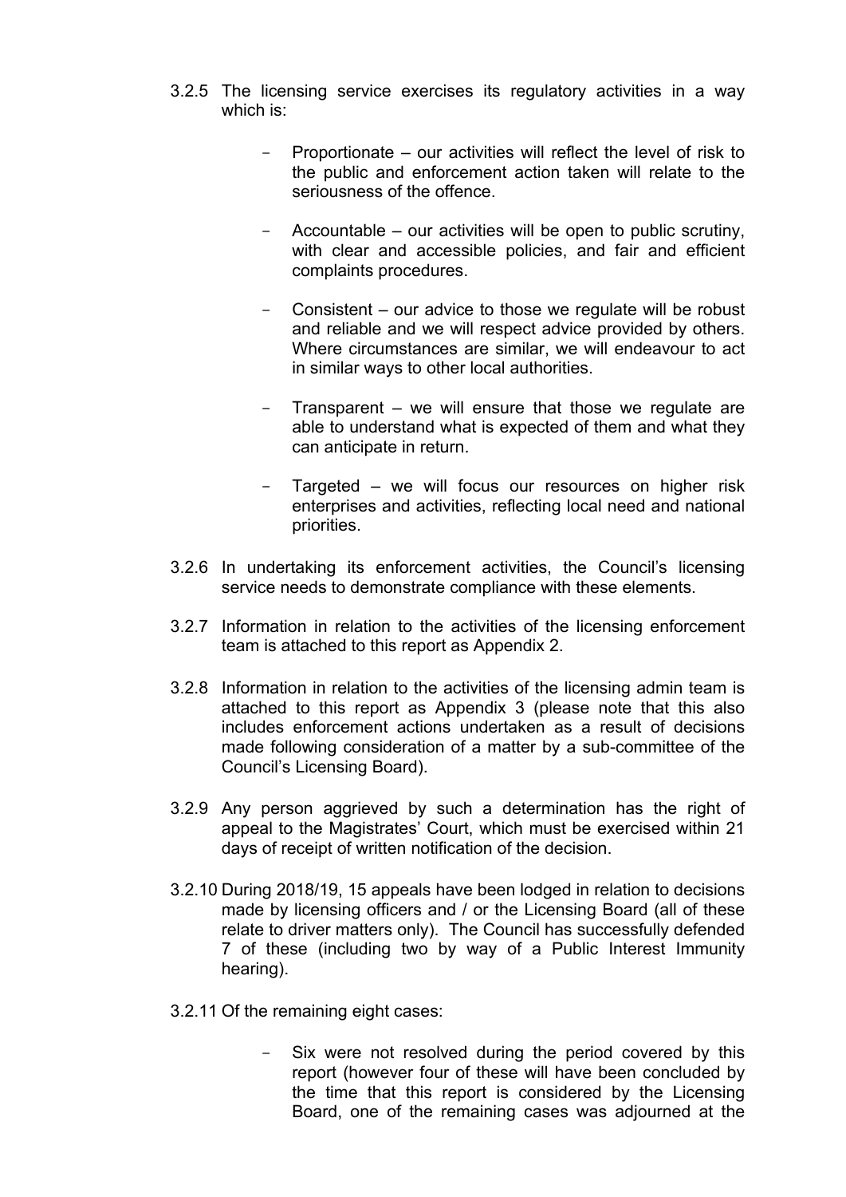3.2.5 The licensing service exercises its regulatory activities in a way which is:

- Proportionate – our activities will reflect the level of risk to the public and enforcement action taken will relate to the seriousness of the offence.

- Accountable – our activities will be open to public scrutiny, with clear and accessible policies, and fair and efficient complaints procedures.

- Consistent – our advice to those we regulate will be robust and reliable and we will respect advice provided by others. Where circumstances are similar, we will endeavour to act in similar ways to other local authorities.

- Transparent – we will ensure that those we regulate are able to understand what is expected of them and what they can anticipate in return.

- Targeted – we will focus our resources on higher risk enterprises and activities, reflecting local need and national priorities.

3.2.6 In undertaking its enforcement activities, the Council's licensing service needs to demonstrate compliance with these elements.

3.2.7 Information in relation to the activities of the licensing enforcement team is attached to this report as Appendix 2.

3.2.8 Information in relation to the activities of the licensing admin team is attached to this report as Appendix 3 (please note that this also includes enforcement actions undertaken as a result of decisions made following consideration of a matter by a sub-committee of the Council's Licensing Board).

3.2.9 Any person aggrieved by such a determination has the right of appeal to the Magistrates' Court, which must be exercised within 21 days of receipt of written notification of the decision.

3.2.10 During 2018/19, 15 appeals have been lodged in relation to decisions made by licensing officers and / or the Licensing Board (all of these relate to driver matters only). The Council has successfully defended 7 of these (including two by way of a Public Interest Immunity hearing).

3.2.11 Of the remaining eight cases:

- Six were not resolved during the period covered by this report (however four of these will have been concluded by the time that this report is considered by the Licensing Board, one of the remaining cases was adjourned at the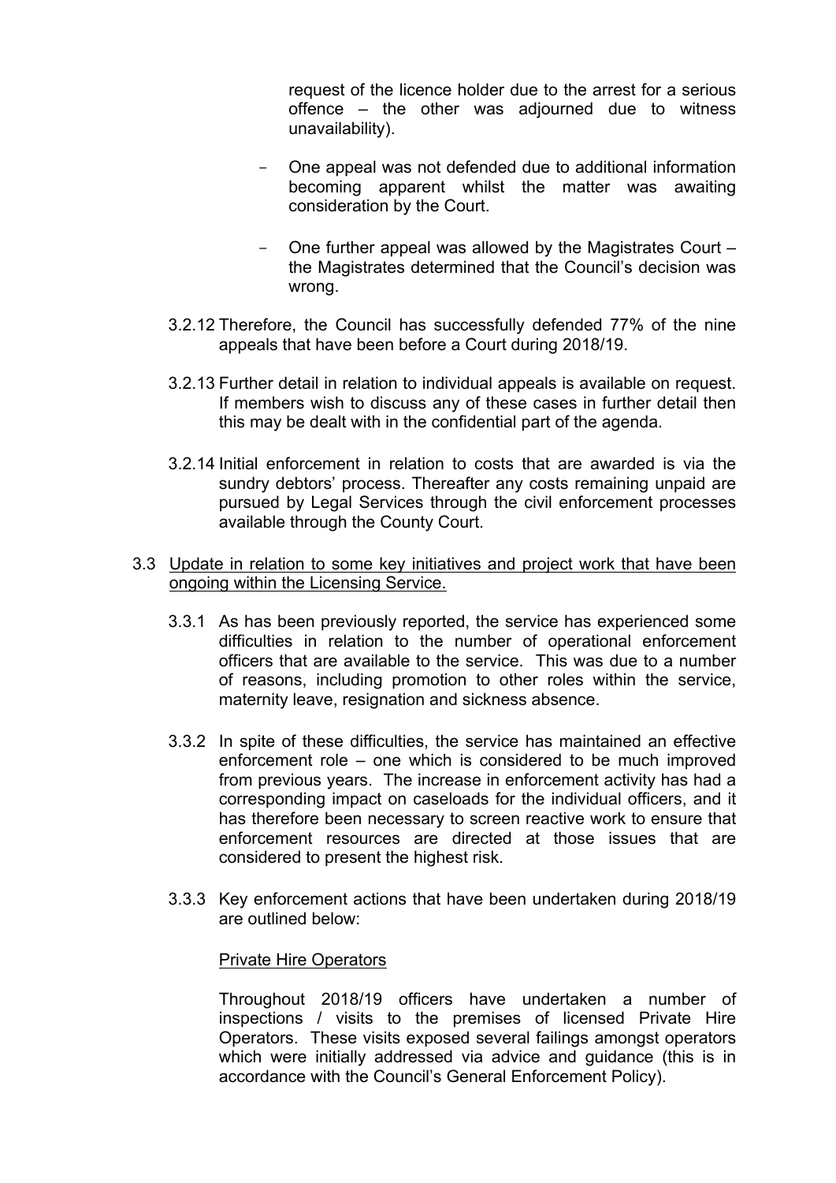request of the licence holder due to the arrest for a serious offence – the other was adjourned due to witness unavailability).

- One appeal was not defended due to additional information becoming apparent whilst the matter was awaiting consideration by the Court.

- One further appeal was allowed by the Magistrates Court – the Magistrates determined that the Council's decision was wrong.

3.2.12 Therefore, the Council has successfully defended 77% of the nine appeals that have been before a Court during 2018/19.

3.2.13 Further detail in relation to individual appeals is available on request. If members wish to discuss any of these cases in further detail then this may be dealt with in the confidential part of the agenda.

3.2.14 Initial enforcement in relation to costs that are awarded is via the sundry debtors' process. Thereafter any costs remaining unpaid are pursued by Legal Services through the civil enforcement processes available through the County Court.

3.3 Update in relation to some key initiatives and project work that have been ongoing within the Licensing Service.

3.3.1 As has been previously reported, the service has experienced some difficulties in relation to the number of operational enforcement officers that are available to the service. This was due to a number of reasons, including promotion to other roles within the service, maternity leave, resignation and sickness absence.

3.3.2 In spite of these difficulties, the service has maintained an effective enforcement role – one which is considered to be much improved from previous years. The increase in enforcement activity has had a corresponding impact on caseloads for the individual officers, and it has therefore been necessary to screen reactive work to ensure that enforcement resources are directed at those issues that are considered to present the highest risk.

3.3.3 Key enforcement actions that have been undertaken during 2018/19 are outlined below:

Private Hire Operators

Throughout 2018/19 officers have undertaken a number of inspections / visits to the premises of licensed Private Hire Operators. These visits exposed several failings amongst operators which were initially addressed via advice and guidance (this is in accordance with the Council's General Enforcement Policy).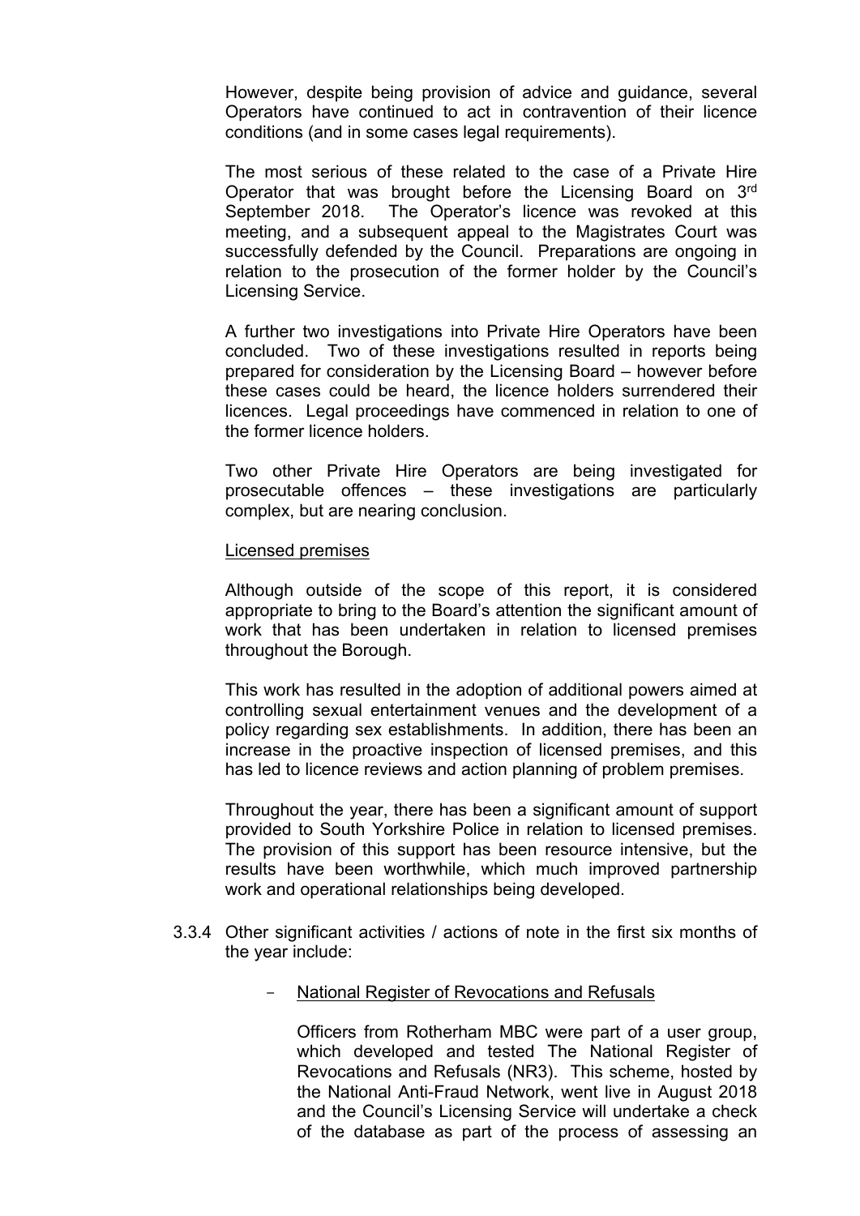However, despite being provision of advice and guidance, several Operators have continued to act in contravention of their licence conditions (and in some cases legal requirements).

The most serious of these related to the case of a Private Hire Operator that was brought before the Licensing Board on 3rd September 2018. The Operator's licence was revoked at this meeting, and a subsequent appeal to the Magistrates Court was successfully defended by the Council. Preparations are ongoing in relation to the prosecution of the former holder by the Council's Licensing Service.

A further two investigations into Private Hire Operators have been concluded. Two of these investigations resulted in reports being prepared for consideration by the Licensing Board – however before these cases could be heard, the licence holders surrendered their licences. Legal proceedings have commenced in relation to one of the former licence holders.

Two other Private Hire Operators are being investigated for prosecutable offences – these investigations are particularly complex, but are nearing conclusion.

Licensed premises

Although outside of the scope of this report, it is considered appropriate to bring to the Board's attention the significant amount of work that has been undertaken in relation to licensed premises throughout the Borough.

This work has resulted in the adoption of additional powers aimed at controlling sexual entertainment venues and the development of a policy regarding sex establishments. In addition, there has been an increase in the proactive inspection of licensed premises, and this has led to licence reviews and action planning of problem premises.

Throughout the year, there has been a significant amount of support provided to South Yorkshire Police in relation to licensed premises. The provision of this support has been resource intensive, but the results have been worthwhile, which much improved partnership work and operational relationships being developed.

3.3.4 Other significant activities / actions of note in the first six months of the year include:

- National Register of Revocations and Refusals

  Officers from Rotherham MBC were part of a user group, which developed and tested The National Register of Revocations and Refusals (NR3). This scheme, hosted by the National Anti-Fraud Network, went live in August 2018 and the Council's Licensing Service will undertake a check of the database as part of the process of assessing an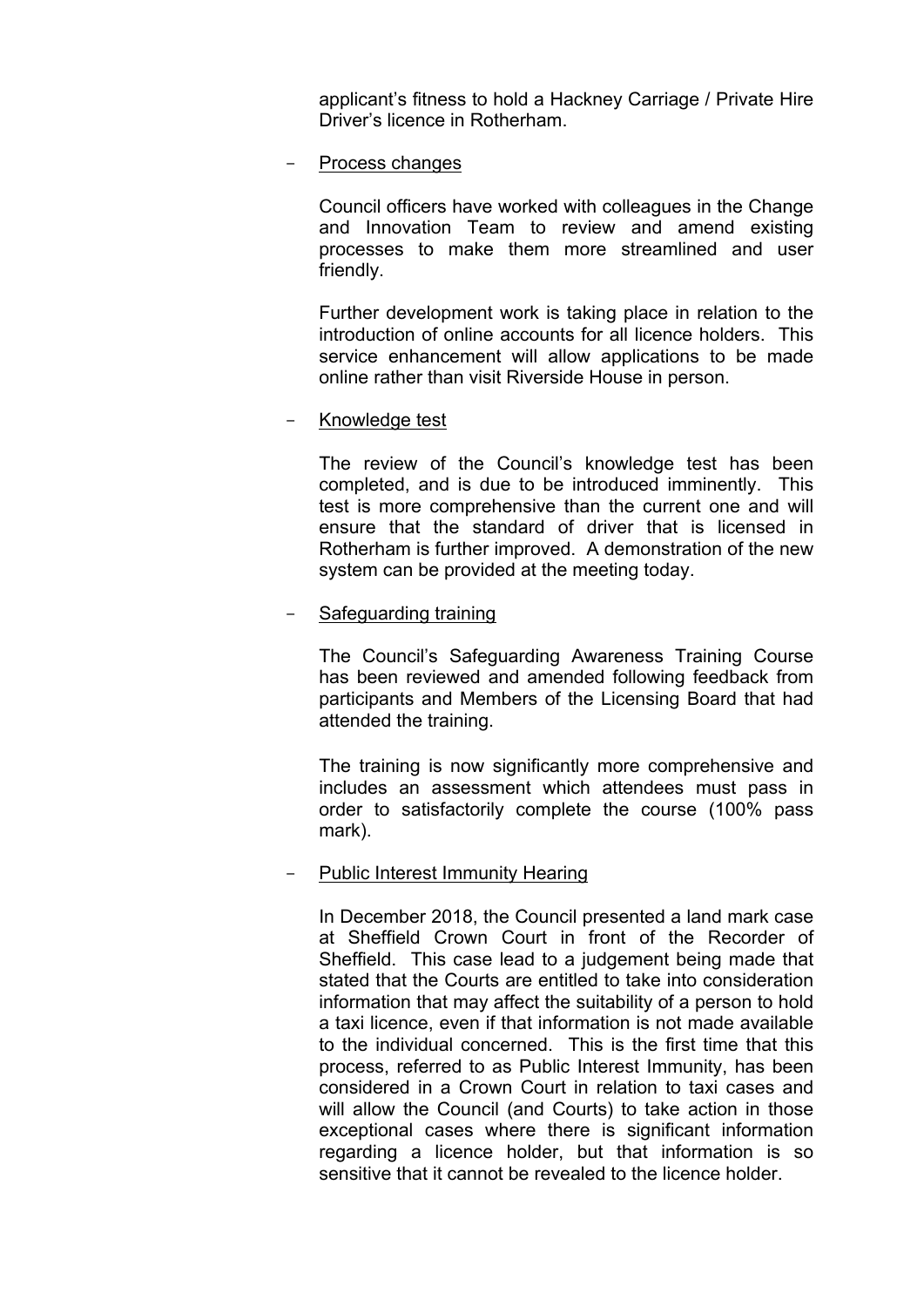applicant's fitness to hold a Hackney Carriage / Private Hire Driver's licence in Rotherham.

- <u>Process changes</u>

  Council officers have worked with colleagues in the Change and Innovation Team to review and amend existing processes to make them more streamlined and user friendly.

  Further development work is taking place in relation to the introduction of online accounts for all licence holders. This service enhancement will allow applications to be made online rather than visit Riverside House in person.

- <u>Knowledge test</u>

  The review of the Council's knowledge test has been completed, and is due to be introduced imminently. This test is more comprehensive than the current one and will ensure that the standard of driver that is licensed in Rotherham is further improved. A demonstration of the new system can be provided at the meeting today.

- <u>Safeguarding training</u>

  The Council's Safeguarding Awareness Training Course has been reviewed and amended following feedback from participants and Members of the Licensing Board that had attended the training.

  The training is now significantly more comprehensive and includes an assessment which attendees must pass in order to satisfactorily complete the course (100% pass mark).

- <u>Public Interest Immunity Hearing</u>

  In December 2018, the Council presented a land mark case at Sheffield Crown Court in front of the Recorder of Sheffield. This case lead to a judgement being made that stated that the Courts are entitled to take into consideration information that may affect the suitability of a person to hold a taxi licence, even if that information is not made available to the individual concerned. This is the first time that this process, referred to as Public Interest Immunity, has been considered in a Crown Court in relation to taxi cases and will allow the Council (and Courts) to take action in those exceptional cases where there is significant information regarding a licence holder, but that information is so sensitive that it cannot be revealed to the licence holder.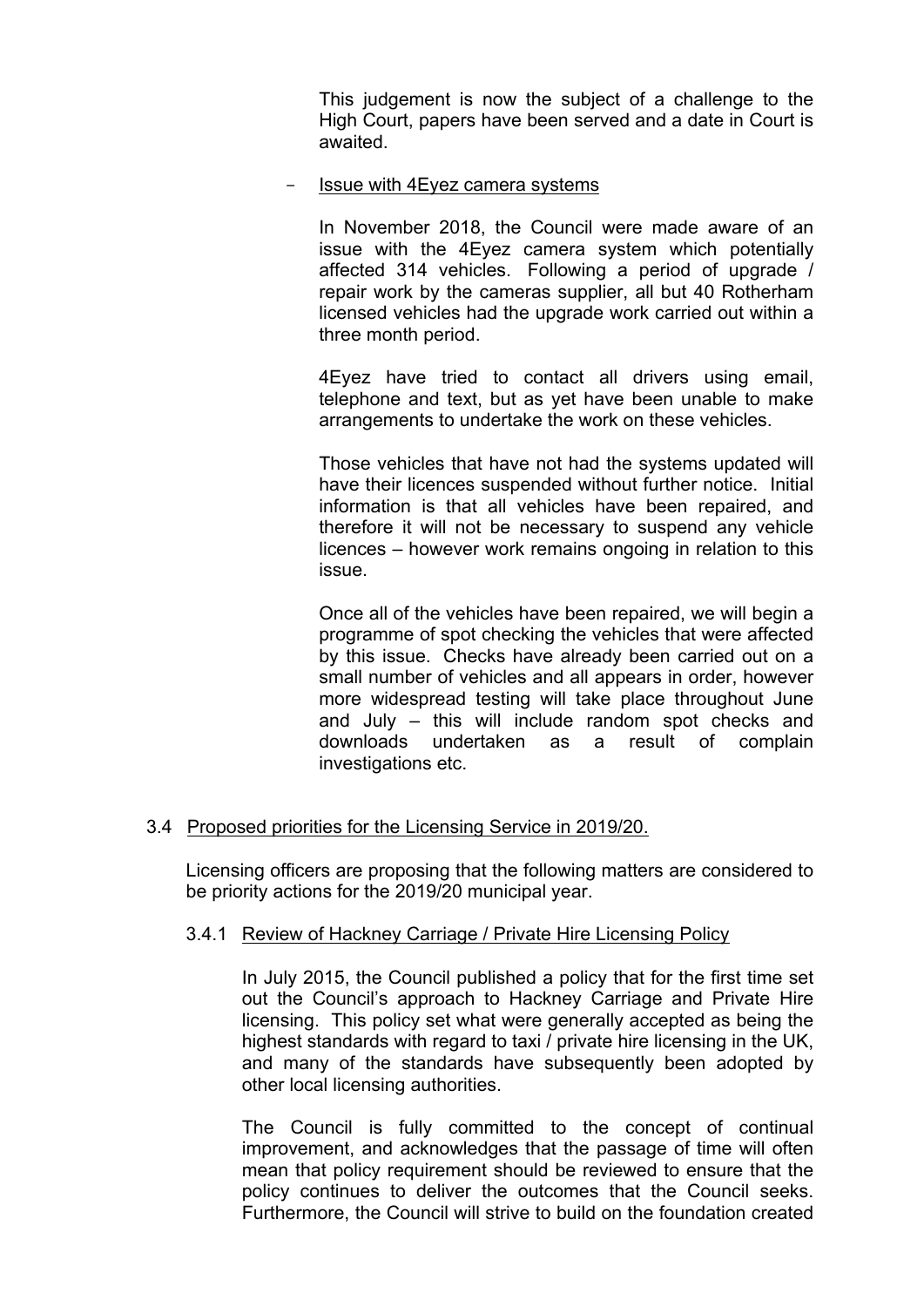This judgement is now the subject of a challenge to the High Court, papers have been served and a date in Court is awaited.

- Issue with 4Eyez camera systems

In November 2018, the Council were made aware of an issue with the 4Eyez camera system which potentially affected 314 vehicles. Following a period of upgrade / repair work by the cameras supplier, all but 40 Rotherham licensed vehicles had the upgrade work carried out within a three month period.

4Eyez have tried to contact all drivers using email, telephone and text, but as yet have been unable to make arrangements to undertake the work on these vehicles.

Those vehicles that have not had the systems updated will have their licences suspended without further notice. Initial information is that all vehicles have been repaired, and therefore it will not be necessary to suspend any vehicle licences – however work remains ongoing in relation to this issue.

Once all of the vehicles have been repaired, we will begin a programme of spot checking the vehicles that were affected by this issue. Checks have already been carried out on a small number of vehicles and all appears in order, however more widespread testing will take place throughout June and July – this will include random spot checks and downloads undertaken as a result of complain investigations etc.

## 3.4 Proposed priorities for the Licensing Service in 2019/20.

Licensing officers are proposing that the following matters are considered to be priority actions for the 2019/20 municipal year.

### 3.4.1 Review of Hackney Carriage / Private Hire Licensing Policy

In July 2015, the Council published a policy that for the first time set out the Council's approach to Hackney Carriage and Private Hire licensing. This policy set what were generally accepted as being the highest standards with regard to taxi / private hire licensing in the UK, and many of the standards have subsequently been adopted by other local licensing authorities.

The Council is fully committed to the concept of continual improvement, and acknowledges that the passage of time will often mean that policy requirement should be reviewed to ensure that the policy continues to deliver the outcomes that the Council seeks. Furthermore, the Council will strive to build on the foundation created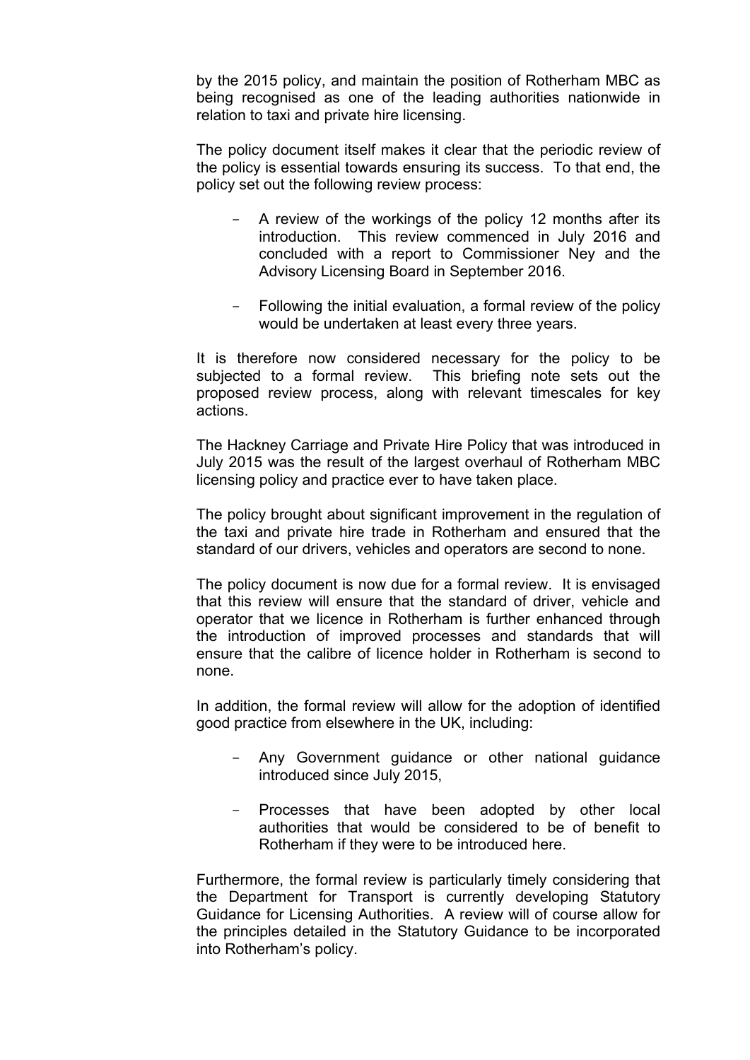by the 2015 policy, and maintain the position of Rotherham MBC as being recognised as one of the leading authorities nationwide in relation to taxi and private hire licensing.

The policy document itself makes it clear that the periodic review of the policy is essential towards ensuring its success. To that end, the policy set out the following review process:

- A review of the workings of the policy 12 months after its introduction. This review commenced in July 2016 and concluded with a report to Commissioner Ney and the Advisory Licensing Board in September 2016.

- Following the initial evaluation, a formal review of the policy would be undertaken at least every three years.

It is therefore now considered necessary for the policy to be subjected to a formal review. This briefing note sets out the proposed review process, along with relevant timescales for key actions.

The Hackney Carriage and Private Hire Policy that was introduced in July 2015 was the result of the largest overhaul of Rotherham MBC licensing policy and practice ever to have taken place.

The policy brought about significant improvement in the regulation of the taxi and private hire trade in Rotherham and ensured that the standard of our drivers, vehicles and operators are second to none.

The policy document is now due for a formal review. It is envisaged that this review will ensure that the standard of driver, vehicle and operator that we licence in Rotherham is further enhanced through the introduction of improved processes and standards that will ensure that the calibre of licence holder in Rotherham is second to none.

In addition, the formal review will allow for the adoption of identified good practice from elsewhere in the UK, including:

- Any Government guidance or other national guidance introduced since July 2015,

- Processes that have been adopted by other local authorities that would be considered to be of benefit to Rotherham if they were to be introduced here.

Furthermore, the formal review is particularly timely considering that the Department for Transport is currently developing Statutory Guidance for Licensing Authorities. A review will of course allow for the principles detailed in the Statutory Guidance to be incorporated into Rotherham's policy.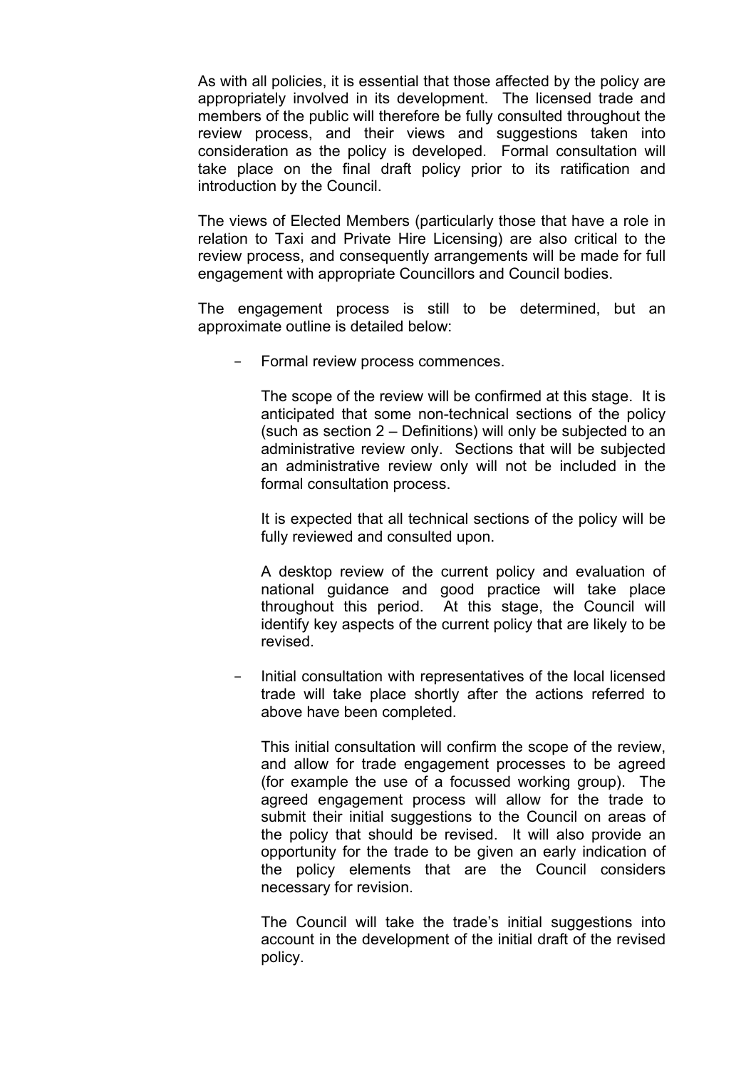As with all policies, it is essential that those affected by the policy are appropriately involved in its development. The licensed trade and members of the public will therefore be fully consulted throughout the review process, and their views and suggestions taken into consideration as the policy is developed. Formal consultation will take place on the final draft policy prior to its ratification and introduction by the Council.

The views of Elected Members (particularly those that have a role in relation to Taxi and Private Hire Licensing) are also critical to the review process, and consequently arrangements will be made for full engagement with appropriate Councillors and Council bodies.

The engagement process is still to be determined, but an approximate outline is detailed below:

- Formal review process commences.

  The scope of the review will be confirmed at this stage. It is anticipated that some non-technical sections of the policy (such as section 2 – Definitions) will only be subjected to an administrative review only. Sections that will be subjected an administrative review only will not be included in the formal consultation process.

  It is expected that all technical sections of the policy will be fully reviewed and consulted upon.

  A desktop review of the current policy and evaluation of national guidance and good practice will take place throughout this period. At this stage, the Council will identify key aspects of the current policy that are likely to be revised.

- Initial consultation with representatives of the local licensed trade will take place shortly after the actions referred to above have been completed.

  This initial consultation will confirm the scope of the review, and allow for trade engagement processes to be agreed (for example the use of a focussed working group). The agreed engagement process will allow for the trade to submit their initial suggestions to the Council on areas of the policy that should be revised. It will also provide an opportunity for the trade to be given an early indication of the policy elements that are the Council considers necessary for revision.

  The Council will take the trade's initial suggestions into account in the development of the initial draft of the revised policy.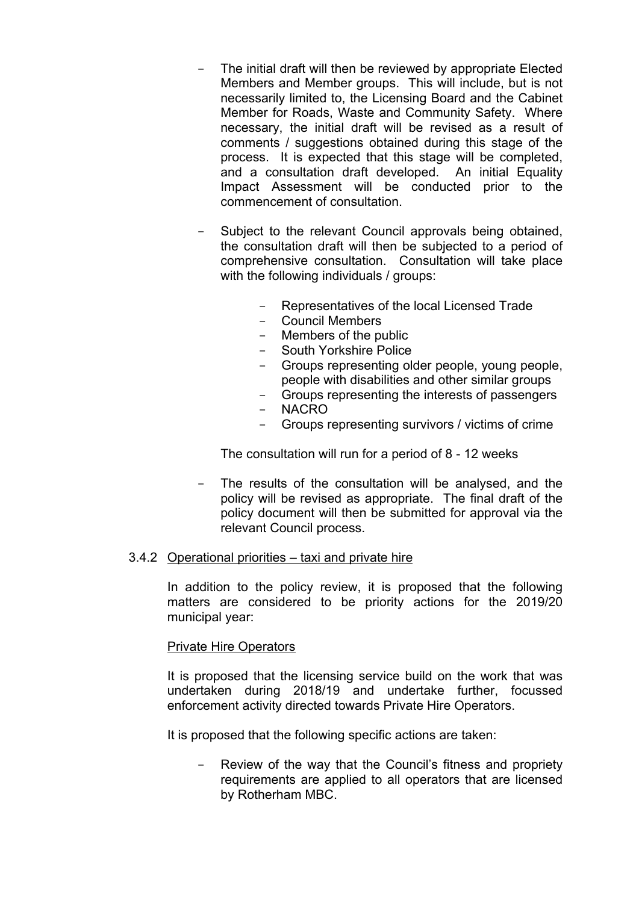- The initial draft will then be reviewed by appropriate Elected Members and Member groups. This will include, but is not necessarily limited to, the Licensing Board and the Cabinet Member for Roads, Waste and Community Safety. Where necessary, the initial draft will be revised as a result of comments / suggestions obtained during this stage of the process. It is expected that this stage will be completed, and a consultation draft developed. An initial Equality Impact Assessment will be conducted prior to the commencement of consultation.

- Subject to the relevant Council approvals being obtained, the consultation draft will then be subjected to a period of comprehensive consultation. Consultation will take place with the following individuals / groups:

  - Representatives of the local Licensed Trade
  - Council Members
  - Members of the public
  - South Yorkshire Police
  - Groups representing older people, young people, people with disabilities and other similar groups
  - Groups representing the interests of passengers
  - NACRO
  - Groups representing survivors / victims of crime

  The consultation will run for a period of 8 - 12 weeks

- The results of the consultation will be analysed, and the policy will be revised as appropriate. The final draft of the policy document will then be submitted for approval via the relevant Council process.

3.4.2 Operational priorities – taxi and private hire

In addition to the policy review, it is proposed that the following matters are considered to be priority actions for the 2019/20 municipal year:

Private Hire Operators

It is proposed that the licensing service build on the work that was undertaken during 2018/19 and undertake further, focussed enforcement activity directed towards Private Hire Operators.

It is proposed that the following specific actions are taken:

- Review of the way that the Council's fitness and propriety requirements are applied to all operators that are licensed by Rotherham MBC.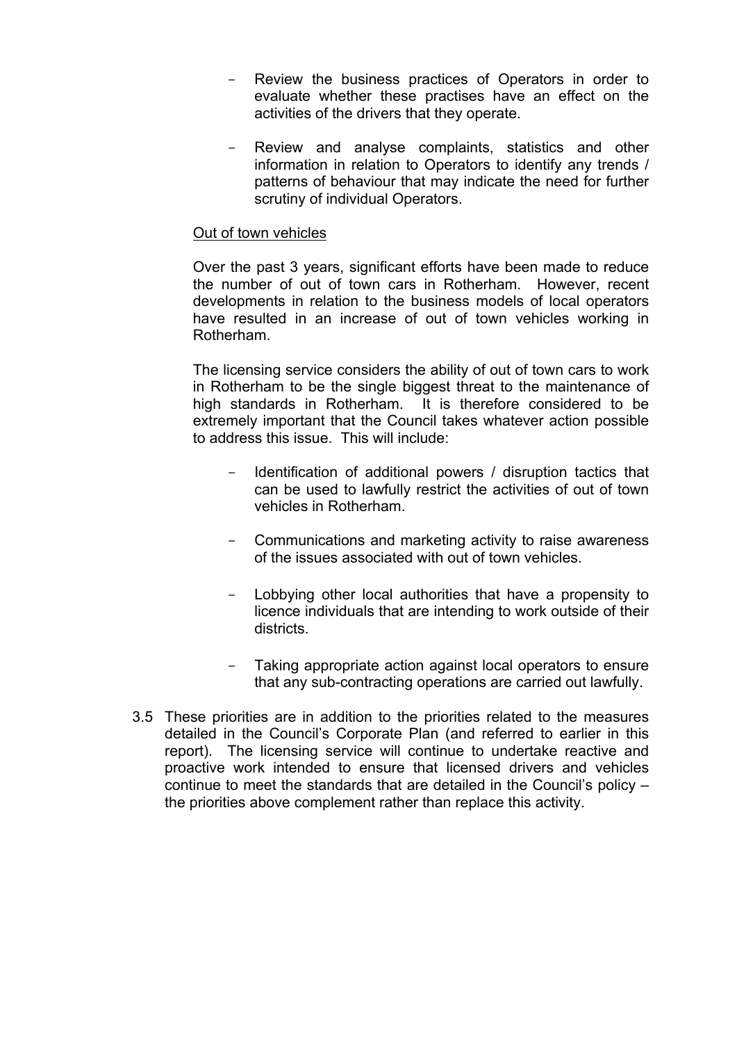- Review the business practices of Operators in order to evaluate whether these practises have an effect on the activities of the drivers that they operate.

- Review and analyse complaints, statistics and other information in relation to Operators to identify any trends / patterns of behaviour that may indicate the need for further scrutiny of individual Operators.

<u>Out of town vehicles</u>

Over the past 3 years, significant efforts have been made to reduce the number of out of town cars in Rotherham. However, recent developments in relation to the business models of local operators have resulted in an increase of out of town vehicles working in Rotherham.

The licensing service considers the ability of out of town cars to work in Rotherham to be the single biggest threat to the maintenance of high standards in Rotherham. It is therefore considered to be extremely important that the Council takes whatever action possible to address this issue. This will include:

- Identification of additional powers / disruption tactics that can be used to lawfully restrict the activities of out of town vehicles in Rotherham.

- Communications and marketing activity to raise awareness of the issues associated with out of town vehicles.

- Lobbying other local authorities that have a propensity to licence individuals that are intending to work outside of their districts.

- Taking appropriate action against local operators to ensure that any sub-contracting operations are carried out lawfully.

3.5 These priorities are in addition to the priorities related to the measures detailed in the Council's Corporate Plan (and referred to earlier in this report). The licensing service will continue to undertake reactive and proactive work intended to ensure that licensed drivers and vehicles continue to meet the standards that are detailed in the Council's policy – the priorities above complement rather than replace this activity.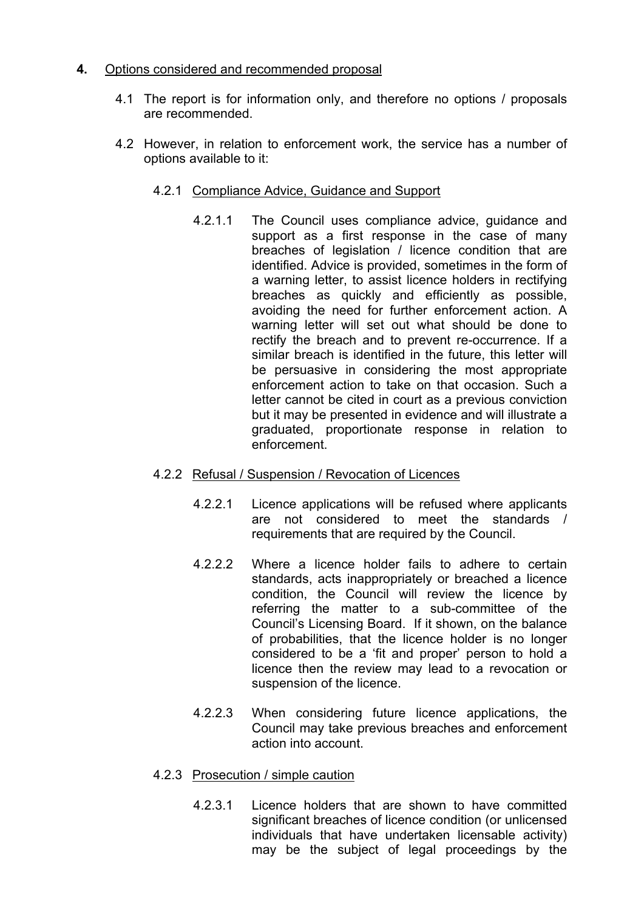**4.** Options considered and recommended proposal

4.1 The report is for information only, and therefore no options / proposals are recommended.

4.2 However, in relation to enforcement work, the service has a number of options available to it:

4.2.1 Compliance Advice, Guidance and Support

4.2.1.1 The Council uses compliance advice, guidance and support as a first response in the case of many breaches of legislation / licence condition that are identified. Advice is provided, sometimes in the form of a warning letter, to assist licence holders in rectifying breaches as quickly and efficiently as possible, avoiding the need for further enforcement action. A warning letter will set out what should be done to rectify the breach and to prevent re-occurrence. If a similar breach is identified in the future, this letter will be persuasive in considering the most appropriate enforcement action to take on that occasion. Such a letter cannot be cited in court as a previous conviction but it may be presented in evidence and will illustrate a graduated, proportionate response in relation to enforcement.

4.2.2 Refusal / Suspension / Revocation of Licences

4.2.2.1 Licence applications will be refused where applicants are not considered to meet the standards / requirements that are required by the Council.

4.2.2.2 Where a licence holder fails to adhere to certain standards, acts inappropriately or breached a licence condition, the Council will review the licence by referring the matter to a sub-committee of the Council's Licensing Board. If it shown, on the balance of probabilities, that the licence holder is no longer considered to be a 'fit and proper' person to hold a licence then the review may lead to a revocation or suspension of the licence.

4.2.2.3 When considering future licence applications, the Council may take previous breaches and enforcement action into account.

4.2.3 Prosecution / simple caution

4.2.3.1 Licence holders that are shown to have committed significant breaches of licence condition (or unlicensed individuals that have undertaken licensable activity) may be the subject of legal proceedings by the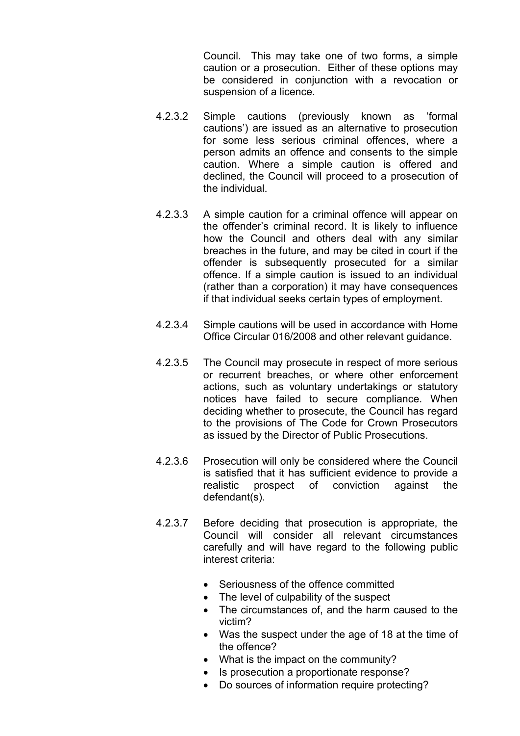Council. This may take one of two forms, a simple caution or a prosecution. Either of these options may be considered in conjunction with a revocation or suspension of a licence.

4.2.3.2 Simple cautions (previously known as 'formal cautions') are issued as an alternative to prosecution for some less serious criminal offences, where a person admits an offence and consents to the simple caution. Where a simple caution is offered and declined, the Council will proceed to a prosecution of the individual.

4.2.3.3 A simple caution for a criminal offence will appear on the offender's criminal record. It is likely to influence how the Council and others deal with any similar breaches in the future, and may be cited in court if the offender is subsequently prosecuted for a similar offence. If a simple caution is issued to an individual (rather than a corporation) it may have consequences if that individual seeks certain types of employment.

4.2.3.4 Simple cautions will be used in accordance with Home Office Circular 016/2008 and other relevant guidance.

4.2.3.5 The Council may prosecute in respect of more serious or recurrent breaches, or where other enforcement actions, such as voluntary undertakings or statutory notices have failed to secure compliance. When deciding whether to prosecute, the Council has regard to the provisions of The Code for Crown Prosecutors as issued by the Director of Public Prosecutions.

4.2.3.6 Prosecution will only be considered where the Council is satisfied that it has sufficient evidence to provide a realistic prospect of conviction against the defendant(s).

4.2.3.7 Before deciding that prosecution is appropriate, the Council will consider all relevant circumstances carefully and will have regard to the following public interest criteria:

- Seriousness of the offence committed
- The level of culpability of the suspect
- The circumstances of, and the harm caused to the victim?
- Was the suspect under the age of 18 at the time of the offence?
- What is the impact on the community?
- Is prosecution a proportionate response?
- Do sources of information require protecting?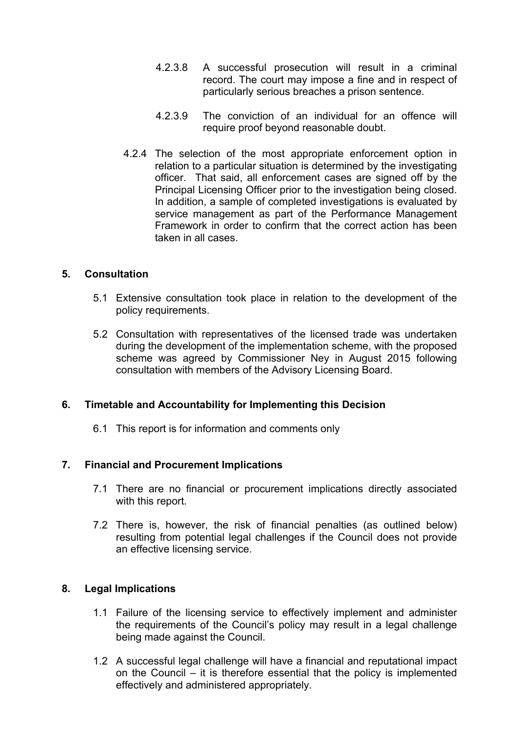4.2.3.8 A successful prosecution will result in a criminal record. The court may impose a fine and in respect of particularly serious breaches a prison sentence.

4.2.3.9 The conviction of an individual for an offence will require proof beyond reasonable doubt.

4.2.4 The selection of the most appropriate enforcement option in relation to a particular situation is determined by the investigating officer. That said, all enforcement cases are signed off by the Principal Licensing Officer prior to the investigation being closed. In addition, a sample of completed investigations is evaluated by service management as part of the Performance Management Framework in order to confirm that the correct action has been taken in all cases.

## 5. Consultation

5.1 Extensive consultation took place in relation to the development of the policy requirements.

5.2 Consultation with representatives of the licensed trade was undertaken during the development of the implementation scheme, with the proposed scheme was agreed by Commissioner Ney in August 2015 following consultation with members of the Advisory Licensing Board.

## 6. Timetable and Accountability for Implementing this Decision

6.1 This report is for information and comments only

## 7. Financial and Procurement Implications

7.1 There are no financial or procurement implications directly associated with this report.

7.2 There is, however, the risk of financial penalties (as outlined below) resulting from potential legal challenges if the Council does not provide an effective licensing service.

## 8. Legal Implications

1.1 Failure of the licensing service to effectively implement and administer the requirements of the Council's policy may result in a legal challenge being made against the Council.

1.2 A successful legal challenge will have a financial and reputational impact on the Council – it is therefore essential that the policy is implemented effectively and administered appropriately.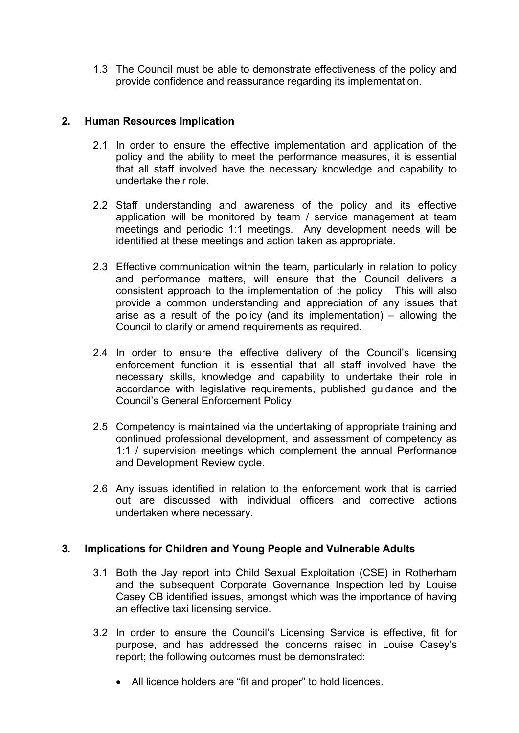1.3 The Council must be able to demonstrate effectiveness of the policy and provide confidence and reassurance regarding its implementation.

## 2. Human Resources Implication

2.1 In order to ensure the effective implementation and application of the policy and the ability to meet the performance measures, it is essential that all staff involved have the necessary knowledge and capability to undertake their role.

2.2 Staff understanding and awareness of the policy and its effective application will be monitored by team / service management at team meetings and periodic 1:1 meetings. Any development needs will be identified at these meetings and action taken as appropriate.

2.3 Effective communication within the team, particularly in relation to policy and performance matters, will ensure that the Council delivers a consistent approach to the implementation of the policy. This will also provide a common understanding and appreciation of any issues that arise as a result of the policy (and its implementation) – allowing the Council to clarify or amend requirements as required.

2.4 In order to ensure the effective delivery of the Council's licensing enforcement function it is essential that all staff involved have the necessary skills, knowledge and capability to undertake their role in accordance with legislative requirements, published guidance and the Council's General Enforcement Policy.

2.5 Competency is maintained via the undertaking of appropriate training and continued professional development, and assessment of competency as 1:1 / supervision meetings which complement the annual Performance and Development Review cycle.

2.6 Any issues identified in relation to the enforcement work that is carried out are discussed with individual officers and corrective actions undertaken where necessary.

## 3. Implications for Children and Young People and Vulnerable Adults

3.1 Both the Jay report into Child Sexual Exploitation (CSE) in Rotherham and the subsequent Corporate Governance Inspection led by Louise Casey CB identified issues, amongst which was the importance of having an effective taxi licensing service.

3.2 In order to ensure the Council's Licensing Service is effective, fit for purpose, and has addressed the concerns raised in Louise Casey's report; the following outcomes must be demonstrated:

- All licence holders are "fit and proper" to hold licences.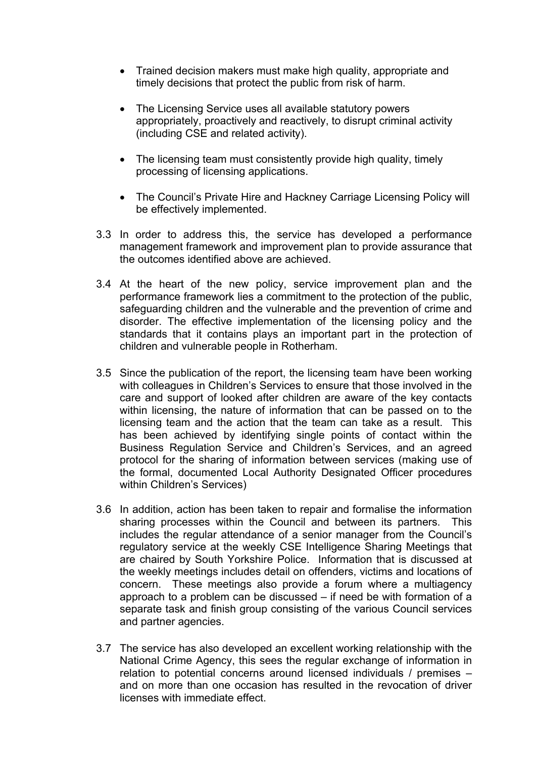- Trained decision makers must make high quality, appropriate and timely decisions that protect the public from risk of harm.

- The Licensing Service uses all available statutory powers appropriately, proactively and reactively, to disrupt criminal activity (including CSE and related activity).

- The licensing team must consistently provide high quality, timely processing of licensing applications.

- The Council's Private Hire and Hackney Carriage Licensing Policy will be effectively implemented.

3.3 In order to address this, the service has developed a performance management framework and improvement plan to provide assurance that the outcomes identified above are achieved.

3.4 At the heart of the new policy, service improvement plan and the performance framework lies a commitment to the protection of the public, safeguarding children and the vulnerable and the prevention of crime and disorder. The effective implementation of the licensing policy and the standards that it contains plays an important part in the protection of children and vulnerable people in Rotherham.

3.5 Since the publication of the report, the licensing team have been working with colleagues in Children's Services to ensure that those involved in the care and support of looked after children are aware of the key contacts within licensing, the nature of information that can be passed on to the licensing team and the action that the team can take as a result. This has been achieved by identifying single points of contact within the Business Regulation Service and Children's Services, and an agreed protocol for the sharing of information between services (making use of the formal, documented Local Authority Designated Officer procedures within Children's Services)

3.6 In addition, action has been taken to repair and formalise the information sharing processes within the Council and between its partners. This includes the regular attendance of a senior manager from the Council's regulatory service at the weekly CSE Intelligence Sharing Meetings that are chaired by South Yorkshire Police. Information that is discussed at the weekly meetings includes detail on offenders, victims and locations of concern. These meetings also provide a forum where a multiagency approach to a problem can be discussed – if need be with formation of a separate task and finish group consisting of the various Council services and partner agencies.

3.7 The service has also developed an excellent working relationship with the National Crime Agency, this sees the regular exchange of information in relation to potential concerns around licensed individuals / premises – and on more than one occasion has resulted in the revocation of driver licenses with immediate effect.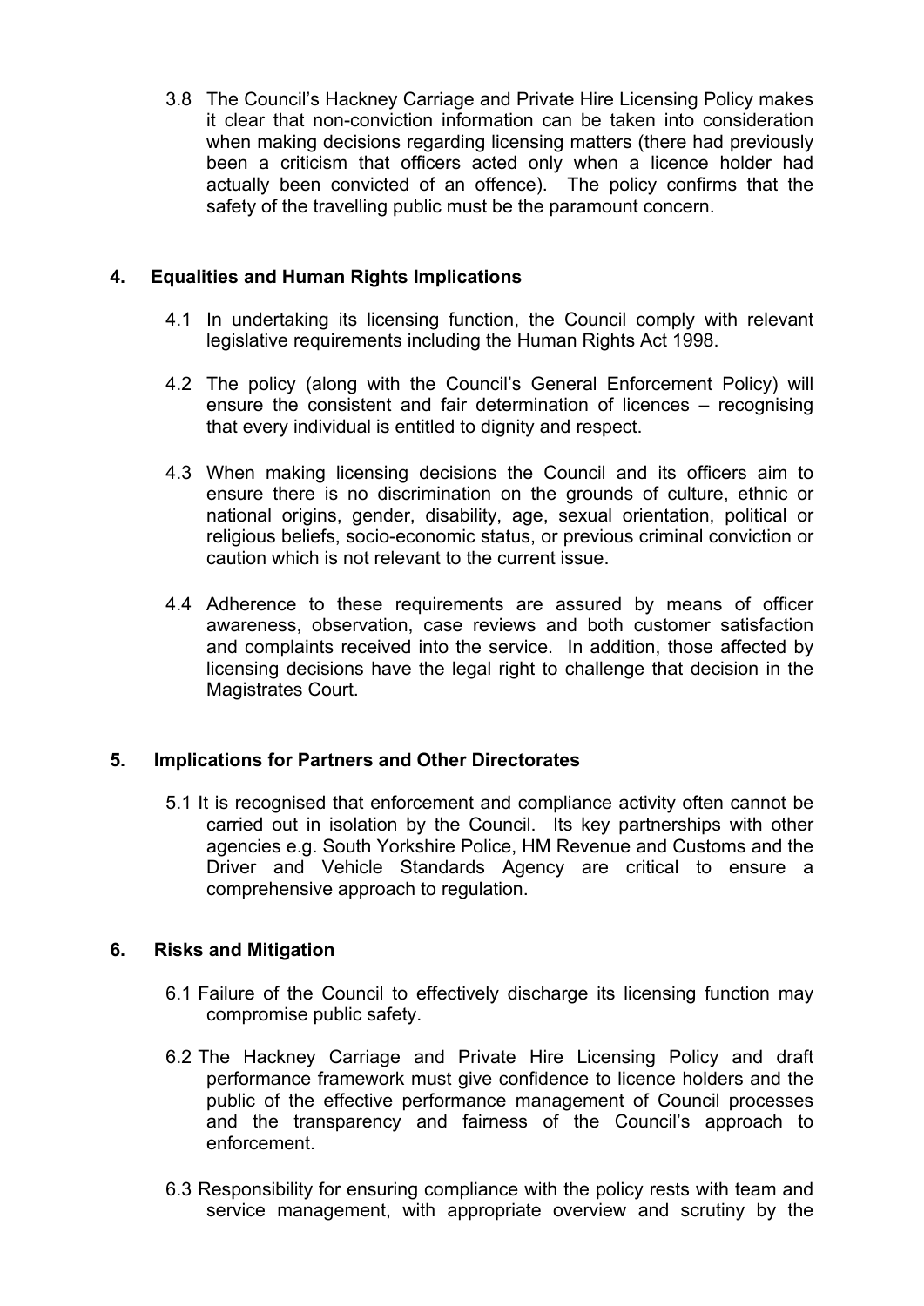3.8 The Council's Hackney Carriage and Private Hire Licensing Policy makes it clear that non-conviction information can be taken into consideration when making decisions regarding licensing matters (there had previously been a criticism that officers acted only when a licence holder had actually been convicted of an offence). The policy confirms that the safety of the travelling public must be the paramount concern.

## 4. Equalities and Human Rights Implications

4.1 In undertaking its licensing function, the Council comply with relevant legislative requirements including the Human Rights Act 1998.

4.2 The policy (along with the Council's General Enforcement Policy) will ensure the consistent and fair determination of licences – recognising that every individual is entitled to dignity and respect.

4.3 When making licensing decisions the Council and its officers aim to ensure there is no discrimination on the grounds of culture, ethnic or national origins, gender, disability, age, sexual orientation, political or religious beliefs, socio-economic status, or previous criminal conviction or caution which is not relevant to the current issue.

4.4 Adherence to these requirements are assured by means of officer awareness, observation, case reviews and both customer satisfaction and complaints received into the service. In addition, those affected by licensing decisions have the legal right to challenge that decision in the Magistrates Court.

## 5. Implications for Partners and Other Directorates

5.1 It is recognised that enforcement and compliance activity often cannot be carried out in isolation by the Council. Its key partnerships with other agencies e.g. South Yorkshire Police, HM Revenue and Customs and the Driver and Vehicle Standards Agency are critical to ensure a comprehensive approach to regulation.

## 6. Risks and Mitigation

6.1 Failure of the Council to effectively discharge its licensing function may compromise public safety.

6.2 The Hackney Carriage and Private Hire Licensing Policy and draft performance framework must give confidence to licence holders and the public of the effective performance management of Council processes and the transparency and fairness of the Council's approach to enforcement.

6.3 Responsibility for ensuring compliance with the policy rests with team and service management, with appropriate overview and scrutiny by the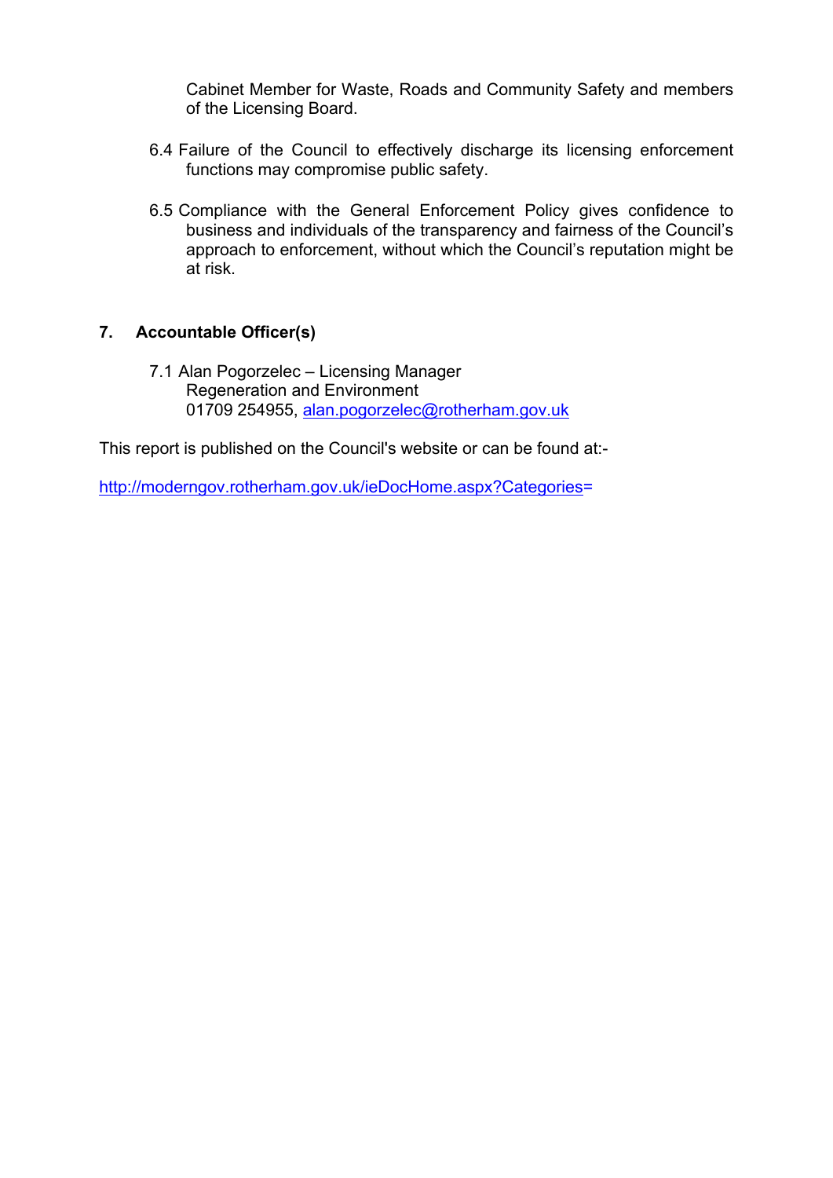Cabinet Member for Waste, Roads and Community Safety and members of the Licensing Board.

6.4 Failure of the Council to effectively discharge its licensing enforcement functions may compromise public safety.

6.5 Compliance with the General Enforcement Policy gives confidence to business and individuals of the transparency and fairness of the Council's approach to enforcement, without which the Council's reputation might be at risk.

## 7. Accountable Officer(s)

7.1 Alan Pogorzelec – Licensing Manager
Regeneration and Environment
01709 254955, alan.pogorzelec@rotherham.gov.uk

This report is published on the Council's website or can be found at:-

http://moderngov.rotherham.gov.uk/ieDocHome.aspx?Categories=